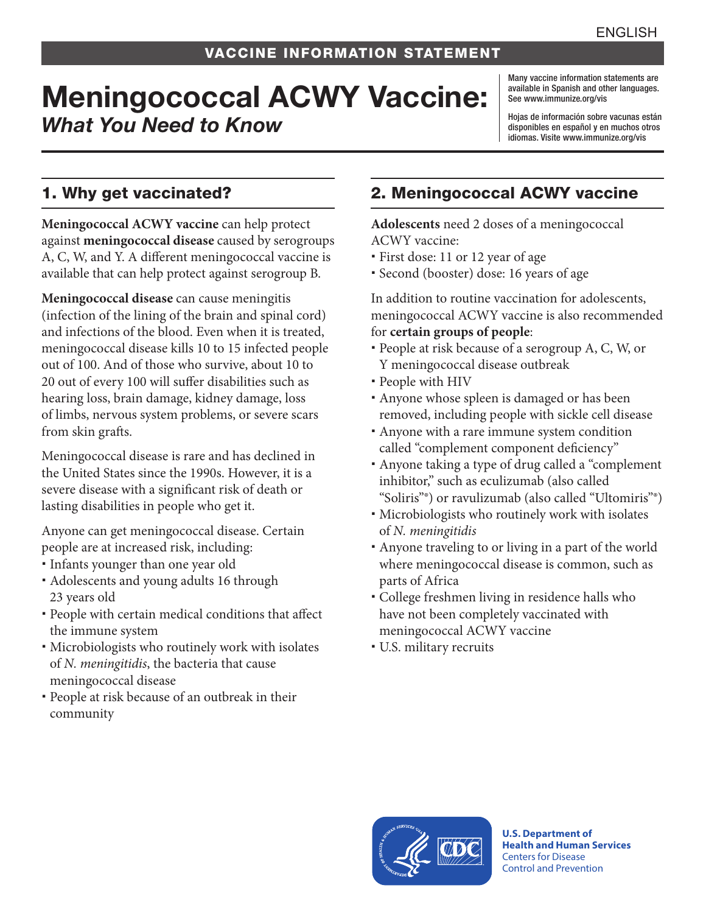ENGLISH

VACCINE INFORMATION STATEMENT

# Meningococcal ACWY Vaccine: *What You Need to Know*

Many vaccine information statements are available in Spanish and other languages. See www.immunize.org/vis

Hojas de información sobre vacunas están disponibles en español y en muchos otros idiomas. Visite www.immunize.org/vis

## 1. Why get vaccinated?

**Meningococcal ACWY vaccine** can help protect against **meningococcal disease** caused by serogroups A, C, W, and Y. A different meningococcal vaccine is available that can help protect against serogroup B.

**Meningococcal disease** can cause meningitis (infection of the lining of the brain and spinal cord) and infections of the blood. Even when it is treated, meningococcal disease kills 10 to 15 infected people out of 100. And of those who survive, about 10 to 20 out of every 100 will suffer disabilities such as hearing loss, brain damage, kidney damage, loss of limbs, nervous system problems, or severe scars from skin grafts.

Meningococcal disease is rare and has declined in the United States since the 1990s. However, it is a severe disease with a significant risk of death or lasting disabilities in people who get it.

Anyone can get meningococcal disease. Certain people are at increased risk, including:

- Infants younger than one year old
- Adolescents and young adults 16 through 23 years old
- People with certain medical conditions that affect the immune system
- Microbiologists who routinely work with isolates of *N. meningitidis*, the bacteria that cause meningococcal disease
- People at risk because of an outbreak in their community

## 2. Meningococcal ACWY vaccine

**Adolescents** need 2 doses of a meningococcal ACWY vaccine:

- First dose: 11 or 12 year of age
- Second (booster) dose: 16 years of age

In addition to routine vaccination for adolescents, meningococcal ACWY vaccine is also recommended for **certain groups of people**:

- People at risk because of a serogroup A, C, W, or Y meningococcal disease outbreak
- People with HIV
- Anyone whose spleen is damaged or has been removed, including people with sickle cell disease
- Anyone with a rare immune system condition called "complement component deficiency"
- Anyone taking a type of drug called a "complement inhibitor," such as eculizumab (also called "Soliris"®) or ravulizumab (also called "Ultomiris"®)
- Microbiologists who routinely work with isolates of *N. meningitidis*
- Anyone traveling to or living in a part of the world where meningococcal disease is common, such as parts of Africa
- College freshmen living in residence halls who have not been completely vaccinated with meningococcal ACWY vaccine
- U.S. military recruits

U.S. Department of Health and Human Services
Centers for Disease Control and Prevention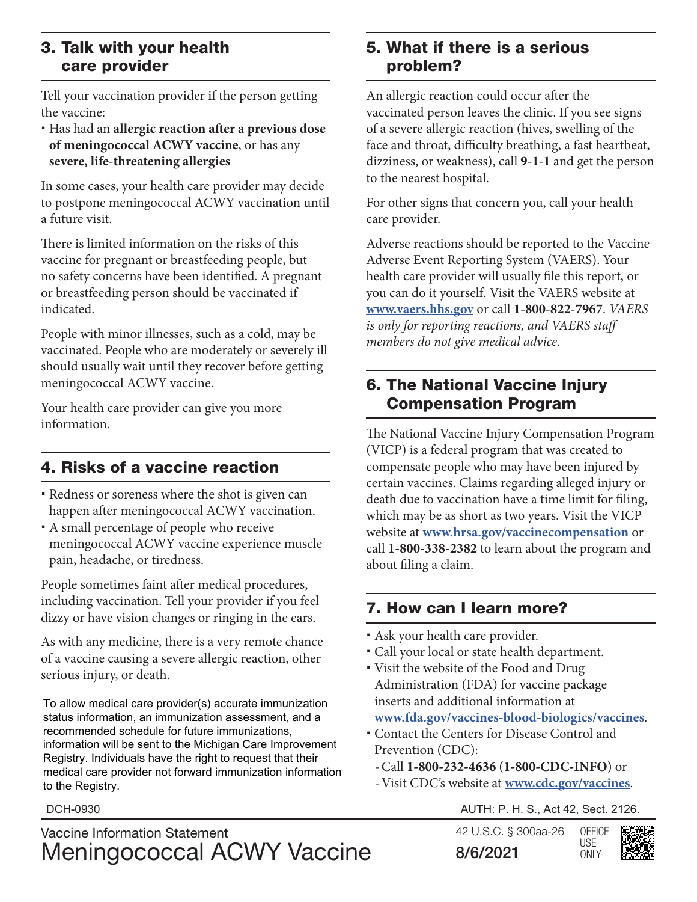## 3. Talk with your health care provider

Tell your vaccination provider if the person getting the vaccine:

- Has had an **allergic reaction after a previous dose of meningococcal ACWY vaccine**, or has any **severe, life-threatening allergies**

In some cases, your health care provider may decide to postpone meningococcal ACWY vaccination until a future visit.

There is limited information on the risks of this vaccine for pregnant or breastfeeding people, but no safety concerns have been identified. A pregnant or breastfeeding person should be vaccinated if indicated.

People with minor illnesses, such as a cold, may be vaccinated. People who are moderately or severely ill should usually wait until they recover before getting meningococcal ACWY vaccine.

Your health care provider can give you more information.

## 4. Risks of a vaccine reaction

- Redness or soreness where the shot is given can happen after meningococcal ACWY vaccination.
- A small percentage of people who receive meningococcal ACWY vaccine experience muscle pain, headache, or tiredness.

People sometimes faint after medical procedures, including vaccination. Tell your provider if you feel dizzy or have vision changes or ringing in the ears.

As with any medicine, there is a very remote chance of a vaccine causing a severe allergic reaction, other serious injury, or death.

To allow medical care provider(s) accurate immunization status information, an immunization assessment, and a recommended schedule for future immunizations, information will be sent to the Michigan Care Improvement Registry. Individuals have the right to request that their medical care provider not forward immunization information to the Registry.

## 5. What if there is a serious problem?

An allergic reaction could occur after the vaccinated person leaves the clinic. If you see signs of a severe allergic reaction (hives, swelling of the face and throat, difficulty breathing, a fast heartbeat, dizziness, or weakness), call **9-1-1** and get the person to the nearest hospital.

For other signs that concern you, call your health care provider.

Adverse reactions should be reported to the Vaccine Adverse Event Reporting System (VAERS). Your health care provider will usually file this report, or you can do it yourself. Visit the VAERS website at **www.vaers.hhs.gov** or call **1-800-822-7967**. *VAERS is only for reporting reactions, and VAERS staff members do not give medical advice.*

## 6. The National Vaccine Injury Compensation Program

The National Vaccine Injury Compensation Program (VICP) is a federal program that was created to compensate people who may have been injured by certain vaccines. Claims regarding alleged injury or death due to vaccination have a time limit for filing, which may be as short as two years. Visit the VICP website at **www.hrsa.gov/vaccinecompensation** or call **1-800-338-2382** to learn about the program and about filing a claim.

## 7. How can I learn more?

- Ask your health care provider.
- Call your local or state health department.
- Visit the website of the Food and Drug Administration (FDA) for vaccine package inserts and additional information at **www.fda.gov/vaccines-blood-biologics/vaccines**.
- Contact the Centers for Disease Control and Prevention (CDC):
  - Call **1-800-232-4636** (**1-800-CDC-INFO**) or
  - Visit CDC's website at **www.cdc.gov/vaccines**.

DCH-0930

AUTH: P. H. S., Act 42, Sect. 2126.

Vaccine Information Statement
Meningococcal ACWY Vaccine

42 U.S.C. § 300aa-26

**8/6/2021**

OFFICE USE ONLY